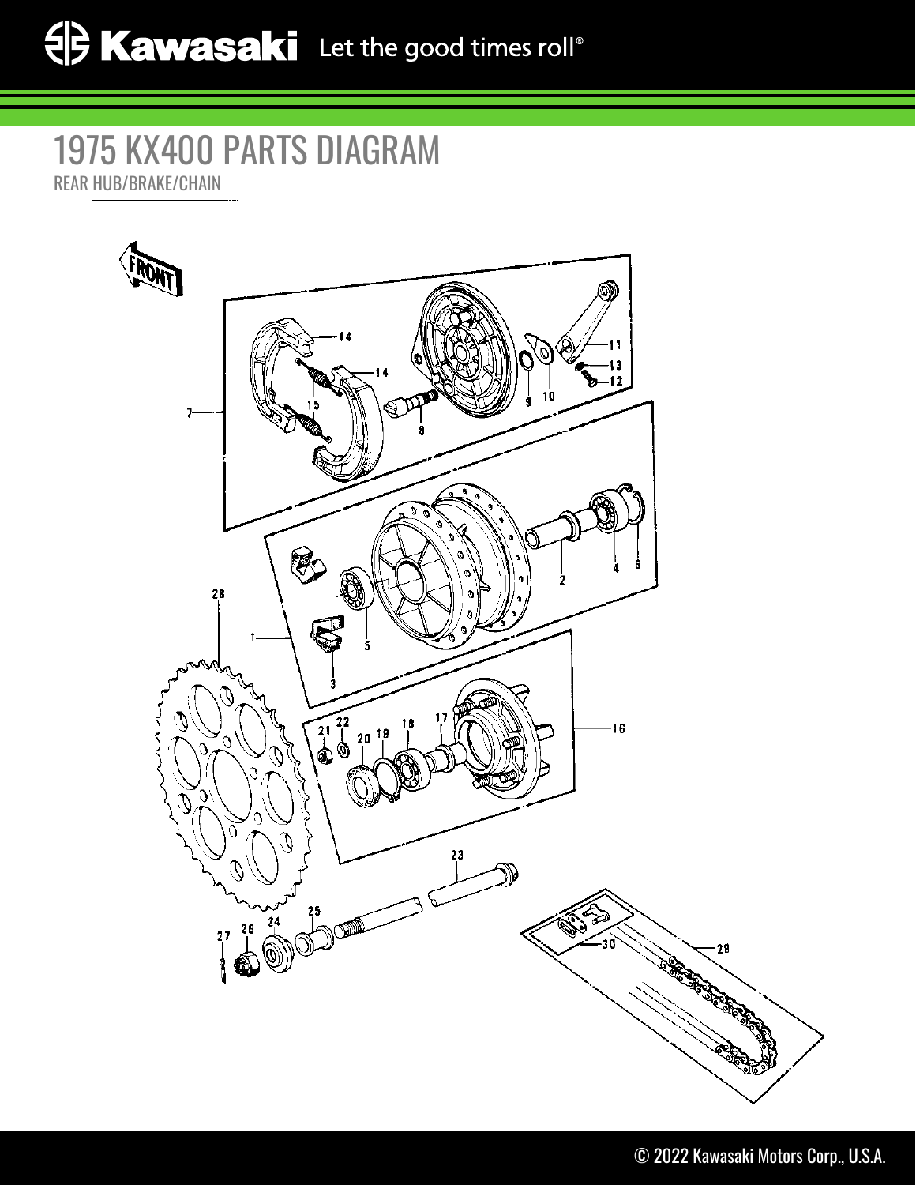# 1975 KX400 PARTS DIAGRAM

REAR HUB/BRAKE/CHAIN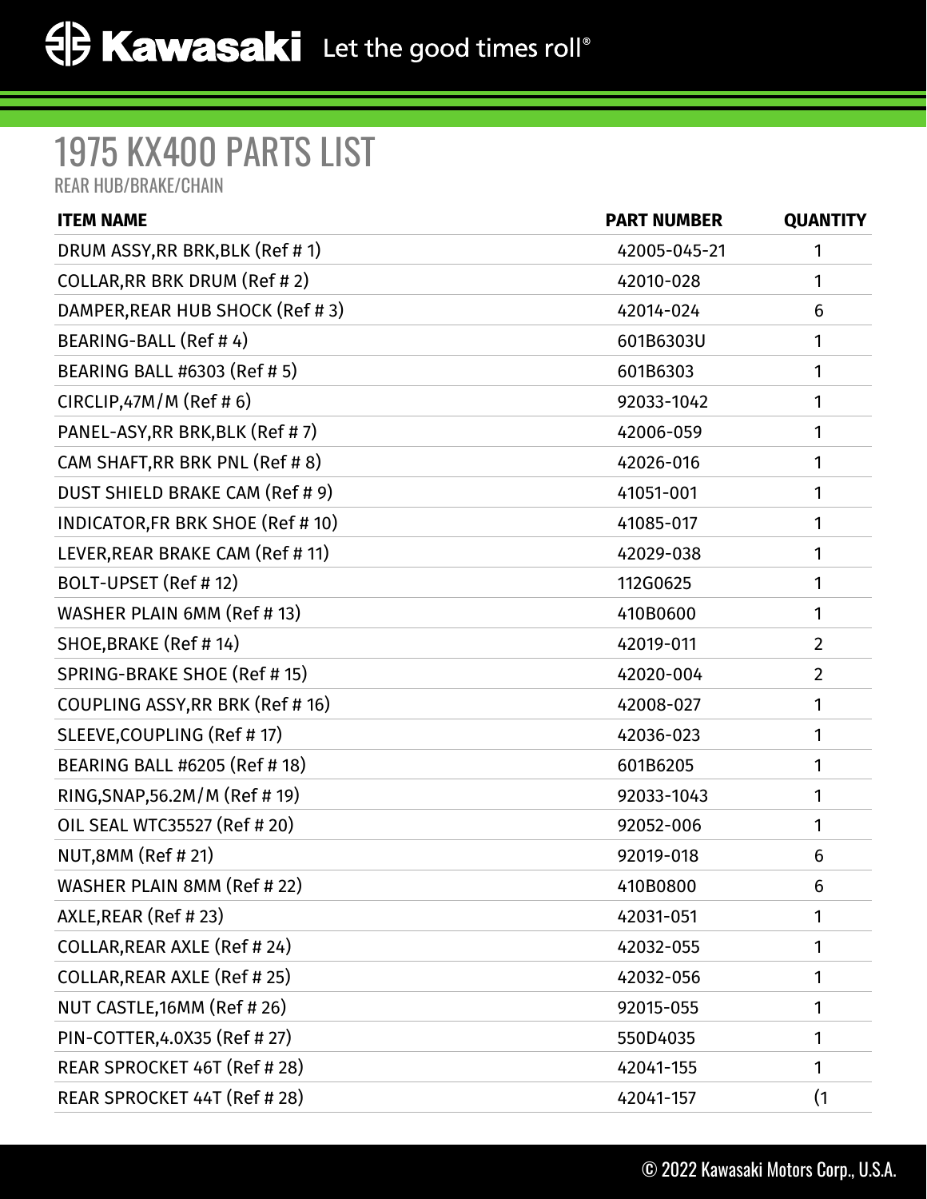# 1975 KX400 PARTS LIST

REAR HUB/BRAKE/CHAIN

| ITEM NAME | PART NUMBER | QUANTITY |
| --- | --- | --- |
| DRUM ASSY,RR BRK,BLK (Ref # 1) | 42005-045-21 | 1 |
| COLLAR,RR BRK DRUM (Ref # 2) | 42010-028 | 1 |
| DAMPER,REAR HUB SHOCK (Ref # 3) | 42014-024 | 6 |
| BEARING-BALL (Ref # 4) | 601B6303U | 1 |
| BEARING BALL #6303 (Ref # 5) | 601B6303 | 1 |
| CIRCLIP,47M/M (Ref # 6) | 92033-1042 | 1 |
| PANEL-ASY,RR BRK,BLK (Ref # 7) | 42006-059 | 1 |
| CAM SHAFT,RR BRK PNL (Ref # 8) | 42026-016 | 1 |
| DUST SHIELD BRAKE CAM (Ref # 9) | 41051-001 | 1 |
| INDICATOR,FR BRK SHOE (Ref # 10) | 41085-017 | 1 |
| LEVER,REAR BRAKE CAM (Ref # 11) | 42029-038 | 1 |
| BOLT-UPSET (Ref # 12) | 112G0625 | 1 |
| WASHER PLAIN 6MM (Ref # 13) | 410B0600 | 1 |
| SHOE,BRAKE (Ref # 14) | 42019-011 | 2 |
| SPRING-BRAKE SHOE (Ref # 15) | 42020-004 | 2 |
| COUPLING ASSY,RR BRK (Ref # 16) | 42008-027 | 1 |
| SLEEVE,COUPLING (Ref # 17) | 42036-023 | 1 |
| BEARING BALL #6205 (Ref # 18) | 601B6205 | 1 |
| RING,SNAP,56.2M/M (Ref # 19) | 92033-1043 | 1 |
| OIL SEAL WTC35527 (Ref # 20) | 92052-006 | 1 |
| NUT,8MM (Ref # 21) | 92019-018 | 6 |
| WASHER PLAIN 8MM (Ref # 22) | 410B0800 | 6 |
| AXLE,REAR (Ref # 23) | 42031-051 | 1 |
| COLLAR,REAR AXLE (Ref # 24) | 42032-055 | 1 |
| COLLAR,REAR AXLE (Ref # 25) | 42032-056 | 1 |
| NUT CASTLE,16MM (Ref # 26) | 92015-055 | 1 |
| PIN-COTTER,4.0X35 (Ref # 27) | 550D4035 | 1 |
| REAR SPROCKET 46T (Ref # 28) | 42041-155 | 1 |
| REAR SPROCKET 44T (Ref # 28) | 42041-157 | (1 |

© 2022 Kawasaki Motors Corp., U.S.A.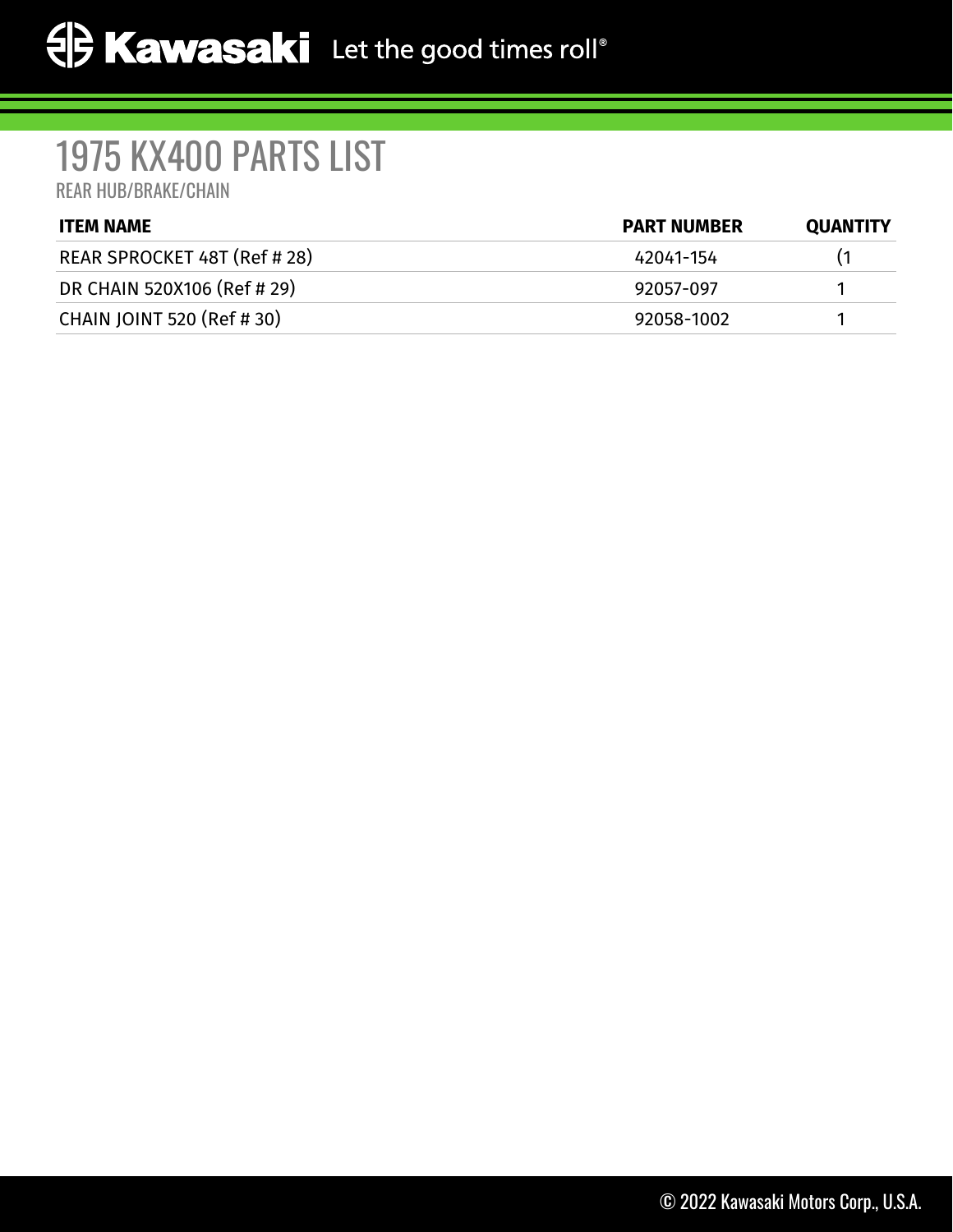# 1975 KX400 PARTS LIST

REAR HUB/BRAKE/CHAIN

| ITEM NAME | PART NUMBER | QUANTITY |
|---|---|---|
| REAR SPROCKET 48T (Ref # 28) | 42041-154 | (1 |
| DR CHAIN 520X106 (Ref # 29) | 92057-097 | 1 |
| CHAIN JOINT 520 (Ref # 30) | 92058-1002 | 1 |